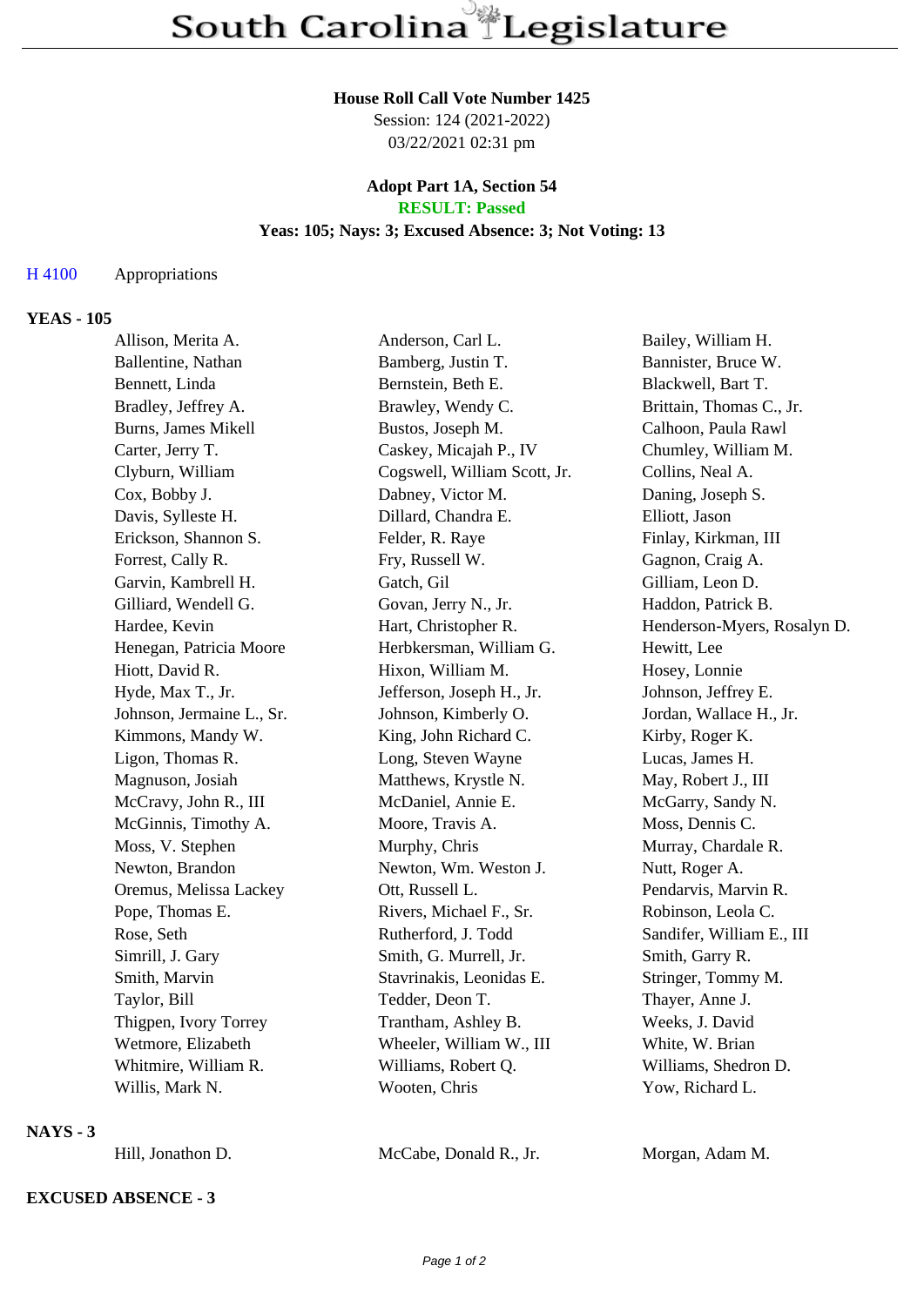# South Carolina Legislature

**House Roll Call Vote Number 1425**
Session: 124 (2021-2022)
03/22/2021 02:31 pm

**Adopt Part 1A, Section 54**
**RESULT: Passed**
**Yeas: 105; Nays: 3; Excused Absence: 3; Not Voting: 13**

H 4100 Appropriations

**YEAS - 105**

| | | |
|---|---|---|
| Allison, Merita A. | Anderson, Carl L. | Bailey, William H. |
| Ballentine, Nathan | Bamberg, Justin T. | Bannister, Bruce W. |
| Bennett, Linda | Bernstein, Beth E. | Blackwell, Bart T. |
| Bradley, Jeffrey A. | Brawley, Wendy C. | Brittain, Thomas C., Jr. |
| Burns, James Mikell | Bustos, Joseph M. | Calhoon, Paula Rawl |
| Carter, Jerry T. | Caskey, Micajah P., IV | Chumley, William M. |
| Clyburn, William | Cogswell, William Scott, Jr. | Collins, Neal A. |
| Cox, Bobby J. | Dabney, Victor M. | Daning, Joseph S. |
| Davis, Sylleste H. | Dillard, Chandra E. | Elliott, Jason |
| Erickson, Shannon S. | Felder, R. Raye | Finlay, Kirkman, III |
| Forrest, Cally R. | Fry, Russell W. | Gagnon, Craig A. |
| Garvin, Kambrell H. | Gatch, Gil | Gilliam, Leon D. |
| Gilliard, Wendell G. | Govan, Jerry N., Jr. | Haddon, Patrick B. |
| Hardee, Kevin | Hart, Christopher R. | Henderson-Myers, Rosalyn D. |
| Henegan, Patricia Moore | Herbkersman, William G. | Hewitt, Lee |
| Hiott, David R. | Hixon, William M. | Hosey, Lonnie |
| Hyde, Max T., Jr. | Jefferson, Joseph H., Jr. | Johnson, Jeffrey E. |
| Johnson, Jermaine L., Sr. | Johnson, Kimberly O. | Jordan, Wallace H., Jr. |
| Kimmons, Mandy W. | King, John Richard C. | Kirby, Roger K. |
| Ligon, Thomas R. | Long, Steven Wayne | Lucas, James H. |
| Magnuson, Josiah | Matthews, Krystle N. | May, Robert J., III |
| McCravy, John R., III | McDaniel, Annie E. | McGarry, Sandy N. |
| McGinnis, Timothy A. | Moore, Travis A. | Moss, Dennis C. |
| Moss, V. Stephen | Murphy, Chris | Murray, Chardale R. |
| Newton, Brandon | Newton, Wm. Weston J. | Nutt, Roger A. |
| Oremus, Melissa Lackey | Ott, Russell L. | Pendarvis, Marvin R. |
| Pope, Thomas E. | Rivers, Michael F., Sr. | Robinson, Leola C. |
| Rose, Seth | Rutherford, J. Todd | Sandifer, William E., III |
| Simrill, J. Gary | Smith, G. Murrell, Jr. | Smith, Garry R. |
| Smith, Marvin | Stavrinakis, Leonidas E. | Stringer, Tommy M. |
| Taylor, Bill | Tedder, Deon T. | Thayer, Anne J. |
| Thigpen, Ivory Torrey | Trantham, Ashley B. | Weeks, J. David |
| Wetmore, Elizabeth | Wheeler, William W., III | White, W. Brian |
| Whitmire, William R. | Williams, Robert Q. | Williams, Shedron D. |
| Willis, Mark N. | Wooten, Chris | Yow, Richard L. |

**NAYS - 3**

| | | |
|---|---|---|
| Hill, Jonathon D. | McCabe, Donald R., Jr. | Morgan, Adam M. |

**EXCUSED ABSENCE - 3**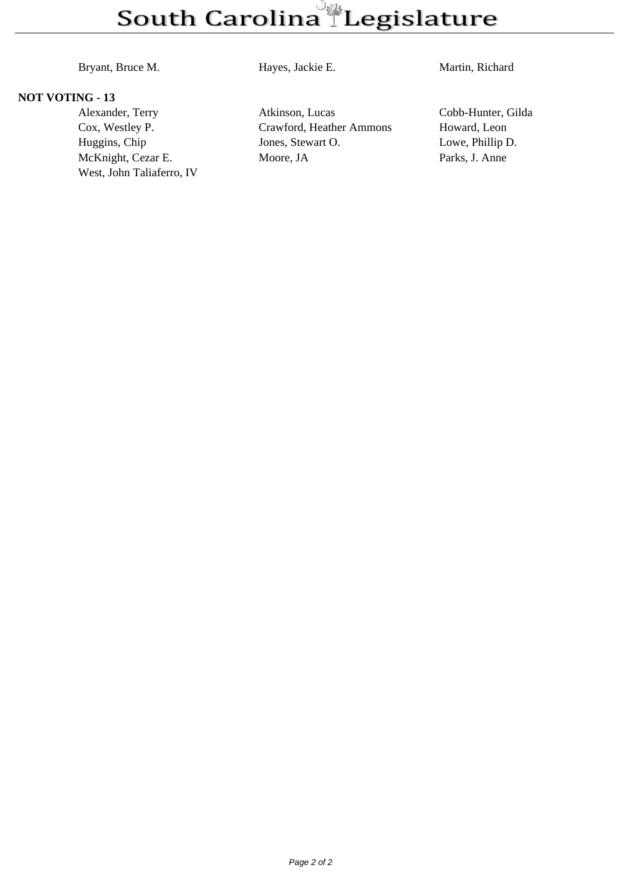| | | |
|---|---|---|
| Bryant, Bruce M. | Hayes, Jackie E. | Martin, Richard |

**NOT VOTING - 13**

| | | |
|---|---|---|
| Alexander, Terry | Atkinson, Lucas | Cobb-Hunter, Gilda |
| Cox, Westley P. | Crawford, Heather Ammons | Howard, Leon |
| Huggins, Chip | Jones, Stewart O. | Lowe, Phillip D. |
| McKnight, Cezar E. | Moore, JA | Parks, J. Anne |
| West, John Taliaferro, IV | | |